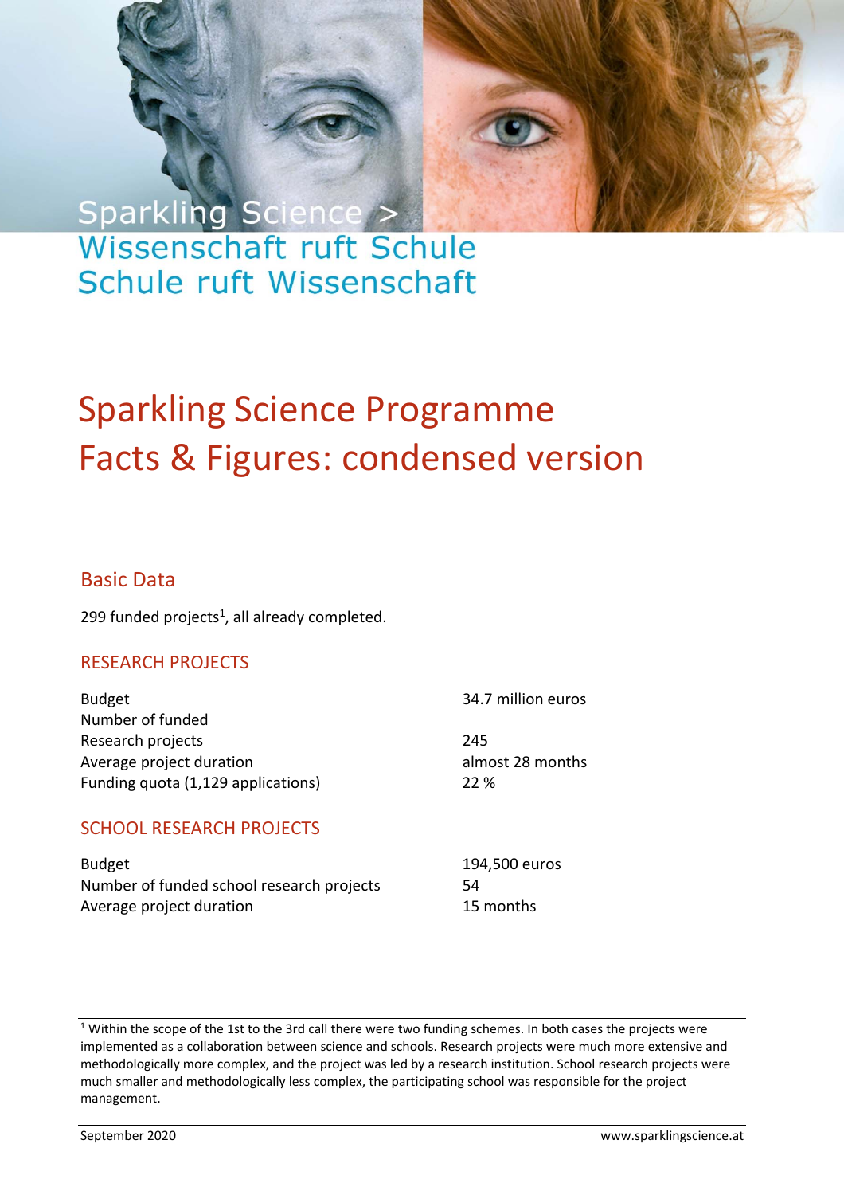Sparkling Science >

Wissenschaft ruft Schule

Schule ruft Wissenschaft

# Sparkling Science Programme Facts & Figures: condensed version

## Basic Data

299 funded projects[1], all already completed.

### RESEARCH PROJECTS

| | |
|---|---|
| Budget | 34.7 million euros |
| Number of funded Research projects | 245 |
| Average project duration | almost 28 months |
| Funding quota (1,129 applications) | 22 % |

### SCHOOL RESEARCH PROJECTS

| | |
|---|---|
| Budget | 194,500 euros |
| Number of funded school research projects | 54 |
| Average project duration | 15 months |

[1] Within the scope of the 1st to the 3rd call there were two funding schemes. In both cases the projects were implemented as a collaboration between science and schools. Research projects were much more extensive and methodologically more complex, and the project was led by a research institution. School research projects were much smaller and methodologically less complex, the participating school was responsible for the project management.

September 2020 www.sparklingscience.at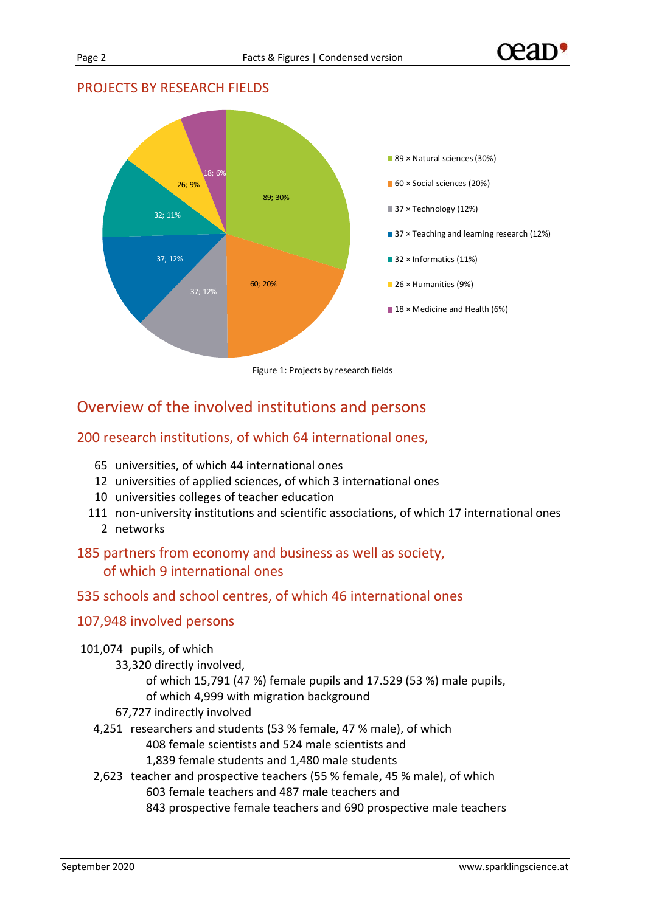## PROJECTS BY RESEARCH FIELDS

89; 30%
60; 20%
37; 12%
37; 12%
32; 11%
26; 9%
18; 6%

89 × Natural sciences (30%)
60 × Social sciences (20%)
37 × Technology (12%)
37 × Teaching and learning research (12%)
32 × Informatics (11%)
26 × Humanities (9%)
18 × Medicine and Health (6%)

Figure 1: Projects by research fields

# Overview of the involved institutions and persons

## 200 research institutions, of which 64 international ones,

- 65 universities, of which 44 international ones
- 12 universities of applied sciences, of which 3 international ones
- 10 universities colleges of teacher education
- 111 non-university institutions and scientific associations, of which 17 international ones
- 2 networks

## 185 partners from economy and business as well as society, of which 9 international ones

## 535 schools and school centres, of which 46 international ones

## 107,948 involved persons

- 101,074 pupils, of which
  - 33,320 directly involved,
    - of which 15,791 (47 %) female pupils and 17.529 (53 %) male pupils,
    - of which 4,999 with migration background
  - 67,727 indirectly involved
- 4,251 researchers and students (53 % female, 47 % male), of which
  - 408 female scientists and 524 male scientists and
  - 1,839 female students and 1,480 male students
- 2,623 teacher and prospective teachers (55 % female, 45 % male), of which
  - 603 female teachers and 487 male teachers and
  - 843 prospective female teachers and 690 prospective male teachers